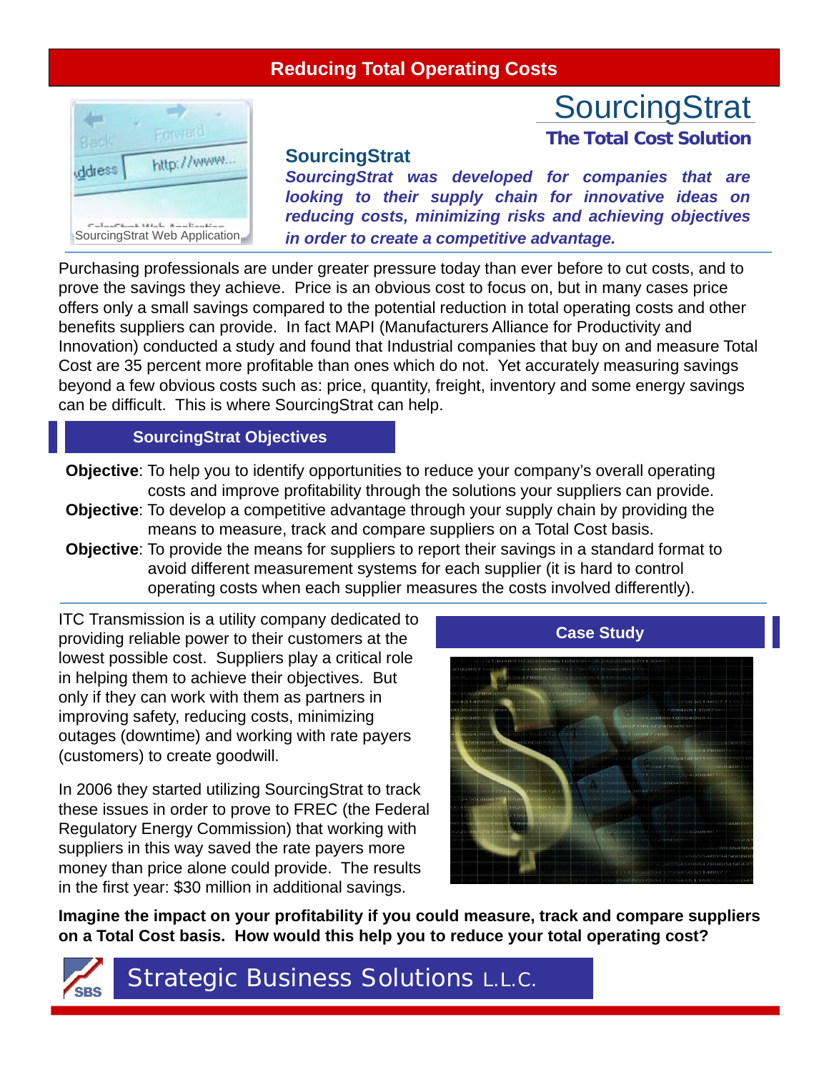## Reducing Total Operating Costs

SourcingStrat Web Application

# SourcingStrat

**The Total Cost Solution**

### SourcingStrat

***SourcingStrat was developed for companies that are looking to their supply chain for innovative ideas on reducing costs, minimizing risks and achieving objectives in order to create a competitive advantage.***

Purchasing professionals are under greater pressure today than ever before to cut costs, and to prove the savings they achieve. Price is an obvious cost to focus on, but in many cases price offers only a small savings compared to the potential reduction in total operating costs and other benefits suppliers can provide. In fact MAPI (Manufacturers Alliance for Productivity and Innovation) conducted a study and found that Industrial companies that buy on and measure Total Cost are 35 percent more profitable than ones which do not. Yet accurately measuring savings beyond a few obvious costs such as: price, quantity, freight, inventory and some energy savings can be difficult. This is where SourcingStrat can help.

### SourcingStrat Objectives

**Objective**: To help you to identify opportunities to reduce your company's overall operating costs and improve profitability through the solutions your suppliers can provide.

**Objective**: To develop a competitive advantage through your supply chain by providing the means to measure, track and compare suppliers on a Total Cost basis.

**Objective**: To provide the means for suppliers to report their savings in a standard format to avoid different measurement systems for each supplier (it is hard to control operating costs when each supplier measures the costs involved differently).

### Case Study

ITC Transmission is a utility company dedicated to providing reliable power to their customers at the lowest possible cost. Suppliers play a critical role in helping them to achieve their objectives. But only if they can work with them as partners in improving safety, reducing costs, minimizing outages (downtime) and working with rate payers (customers) to create goodwill.

In 2006 they started utilizing SourcingStrat to track these issues in order to prove to FREC (the Federal Regulatory Energy Commission) that working with suppliers in this way saved the rate payers more money than price alone could provide. The results in the first year: $30 million in additional savings.

**Imagine the impact on your profitability if you could measure, track and compare suppliers on a Total Cost basis. How would this help you to reduce your total operating cost?**

SBS Strategic Business Solutions L.L.C.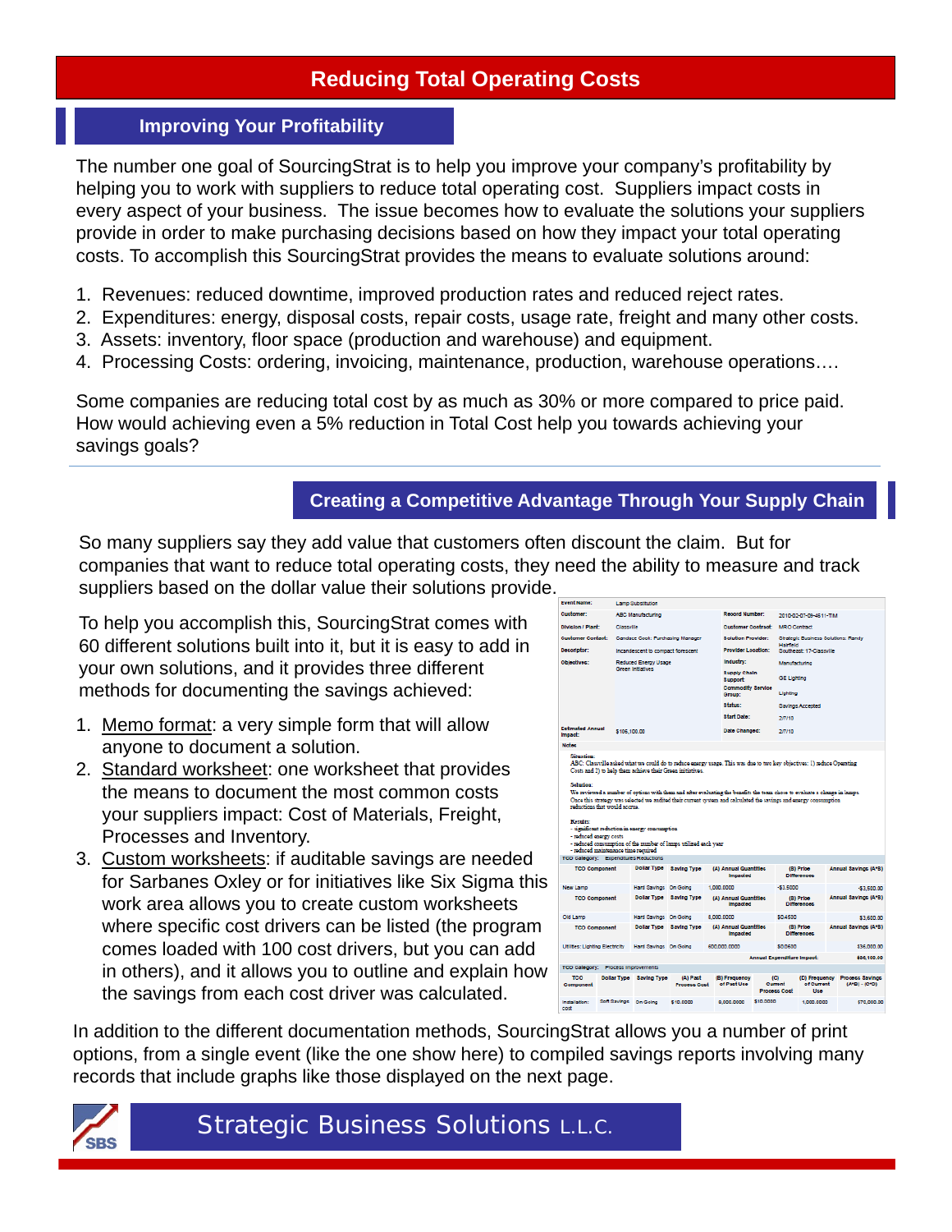# Reducing Total Operating Costs

## Improving Your Profitability

The number one goal of SourcingStrat is to help you improve your company's profitability by helping you to work with suppliers to reduce total operating cost. Suppliers impact costs in every aspect of your business. The issue becomes how to evaluate the solutions your suppliers provide in order to make purchasing decisions based on how they impact your total operating costs. To accomplish this SourcingStrat provides the means to evaluate solutions around:

1. Revenues: reduced downtime, improved production rates and reduced reject rates.
2. Expenditures: energy, disposal costs, repair costs, usage rate, freight and many other costs.
3. Assets: inventory, floor space (production and warehouse) and equipment.
4. Processing Costs: ordering, invoicing, maintenance, production, warehouse operations….

Some companies are reducing total cost by as much as 30% or more compared to price paid. How would achieving even a 5% reduction in Total Cost help you towards achieving your savings goals?

## Creating a Competitive Advantage Through Your Supply Chain

So many suppliers say they add value that customers often discount the claim. But for companies that want to reduce total operating costs, they need the ability to measure and track suppliers based on the dollar value their solutions provide.

To help you accomplish this, SourcingStrat comes with 60 different solutions built into it, but it is easy to add in your own solutions, and it provides three different methods for documenting the savings achieved:

1. Memo format: a very simple form that will allow anyone to document a solution.
2. Standard worksheet: one worksheet that provides the means to document the most common costs your suppliers impact: Cost of Materials, Freight, Processes and Inventory.
3. Custom worksheets: if auditable savings are needed for Sarbanes Oxley or for initiatives like Six Sigma this work area allows you to create custom worksheets where specific cost drivers can be listed (the program comes loaded with 100 cost drivers, but you can add in others), and it allows you to outline and explain how the savings from each cost driver was calculated.

In addition to the different documentation methods, SourcingStrat allows you a number of print options, from a single event (like the one show here) to compiled savings reports involving many records that include graphs like those displayed on the next page.

Strategic Business Solutions L.L.C.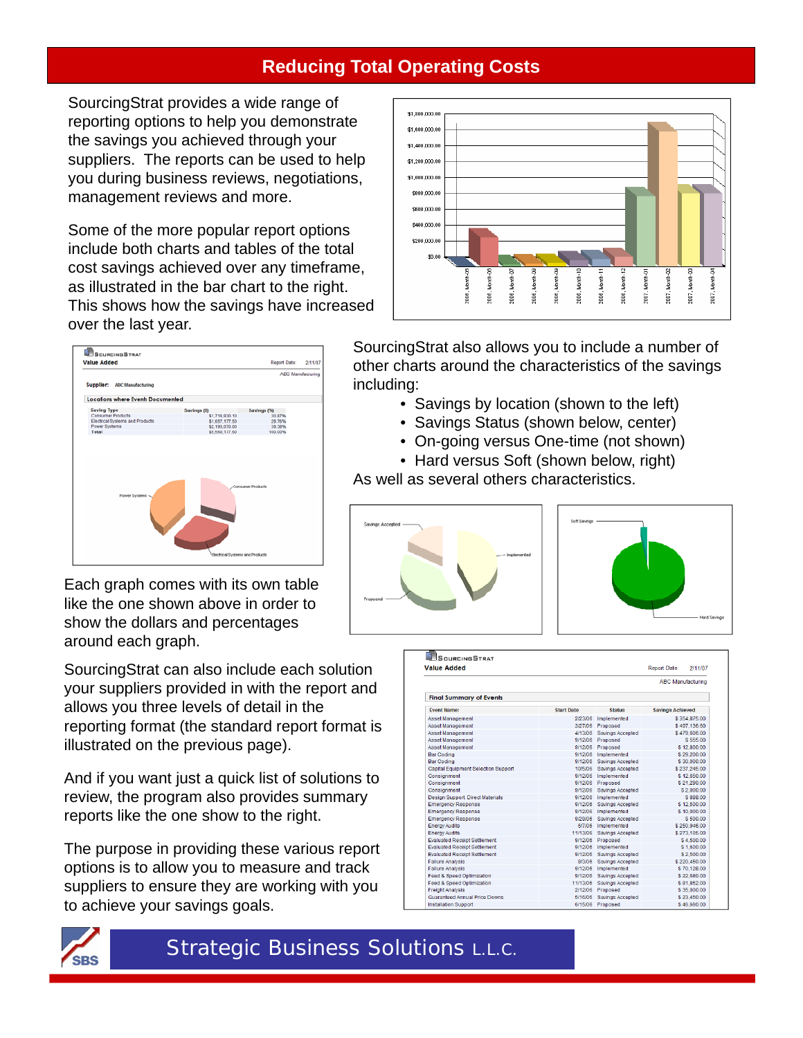# Reducing Total Operating Costs

SourcingStrat provides a wide range of reporting options to help you demonstrate the savings you achieved through your suppliers. The reports can be used to help you during business reviews, negotiations, management reviews and more.

Some of the more popular report options include both charts and tables of the total cost savings achieved over any timeframe, as illustrated in the bar chart to the right. This shows how the savings have increased over the last year.

SourcingStrat also allows you to include a number of other charts around the characteristics of the savings including:

- Savings by location (shown to the left)
- Savings Status (shown below, center)
- On-going versus One-time (not shown)
- Hard versus Soft (shown below, right)

As well as several others characteristics.

**SourcingStrat — Value Added**

Report Date: 2/11/07

ABC Manufacturing

Supplier: ABC Manufacturing

**Locations where Events Documented**

| Saving Type | Savings ($) | Savings (%) |
|---|---|---|
| Consumer Products | $1,718,930.10 | 30.87% |
| Electrical Systems and Products | $1,657,177.50 | 29.76% |
| Power Systems | $2,193,070.00 | 39.38% |
| Total | $5,569,177.60 | 100.00% |

Each graph comes with its own table like the one shown above in order to show the dollars and percentages around each graph.

SourcingStrat can also include each solution your suppliers provided in with the report and allows you three levels of detail in the reporting format (the standard report format is illustrated on the previous page).

And if you want just a quick list of solutions to review, the program also provides summary reports like the one show to the right.

The purpose in providing these various report options is to allow you to measure and track suppliers to ensure they are working with you to achieve your savings goals.

**SourcingStrat — Value Added**

Report Date: 2/11/07

ABC Manufacturing

**Final Summary of Events**

| Event Name: | Start Date | Status | Savings Achieved |
|---|---|---|---|
| Asset Management | 2/23/06 | Implemented | $ 354,875.00 |
| Asset Management | 3/27/06 | Proposed | $ 407,136.50 |
| Asset Management | 4/13/06 | Savings Accepted | $ 479,606.00 |
| Asset Management | 9/12/06 | Proposed | $ 555.00 |
| Asset Management | 9/12/06 | Proposed | $ 12,800.00 |
| Bar Coding | 9/12/06 | Implemented | $ 29,200.00 |
| Bar Coding | 9/12/06 | Savings Accepted | $ 30,000.00 |
| Capital Equipment Selection Support | 10/5/06 | Savings Accepted | $ 237,245.00 |
| Consignment | 9/12/06 | Implemented | $ 12,650.00 |
| Consignment | 9/12/06 | Proposed | $ 21,290.00 |
| Consignment | 9/12/06 | Savings Accepted | $ 2,000.00 |
| Design Support Direct Materials | 9/12/06 | Implemented | $ 868.00 |
| Emergency Response | 9/12/06 | Savings Accepted | $ 12,500.00 |
| Emergency Response | 9/12/06 | Implemented | $ 10,000.00 |
| Emergency Response | 9/29/06 | Savings Accepted | $ 500.00 |
| Energy Audits | 6/7/06 | Implemented | $ 250,946.00 |
| Energy Audits | 11/13/06 | Savings Accepted | $ 273,105.00 |
| Evaluated Receipt Settlement | 9/12/06 | Proposed | $ 4,500.00 |
| Evaluated Receipt Settlement | 9/12/06 | Implemented | $ 1,600.00 |
| Evaluated Receipt Settlement | 9/12/06 | Savings Accepted | $ 2,500.00 |
| Failure Analysis | 8/3/06 | Savings Accepted | $ 220,450.00 |
| Failure Analysis | 9/12/06 | Implemented | $ 70,128.00 |
| Feed & Speed Optimization | 9/12/06 | Savings Accepted | $ 22,680.00 |
| Feed & Speed Optimization | 11/13/06 | Savings Accepted | $ 81,952.00 |
| Freight Analysis | 2/12/06 | Proposed | $ 35,000.00 |
| Guaranteed Annual Price Downs | 5/16/06 | Savings Accepted | $ 23,450.00 |
| Installation Support | 6/15/06 | Proposed | $ 46,660.00 |

Strategic Business Solutions L.L.C.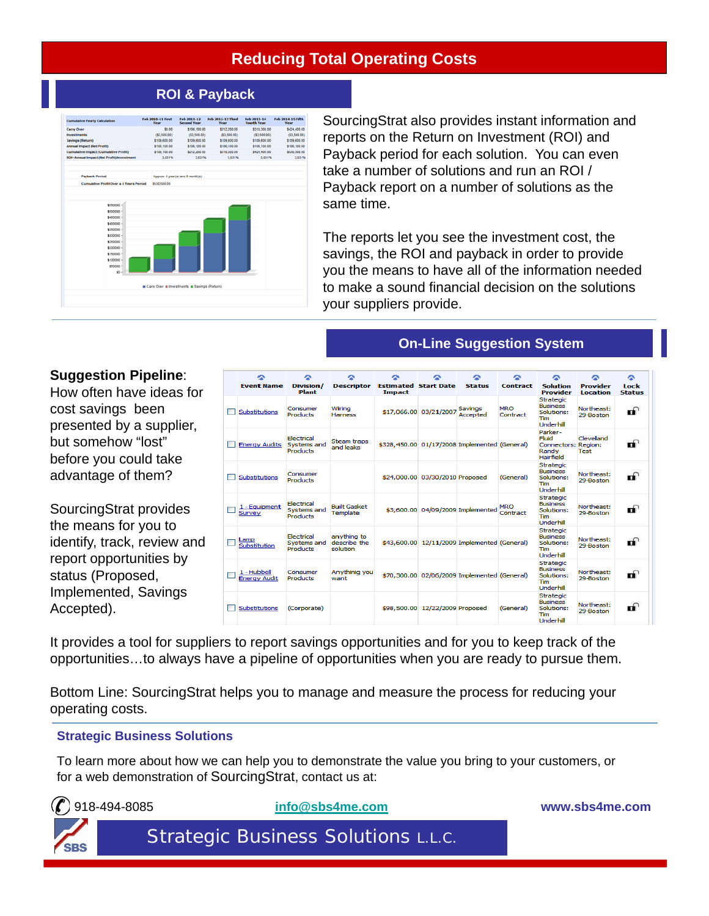# Reducing Total Operating Costs

## ROI & Payback

| Cumulative Yearly Calculation | Feb 2010-11 First Year | Feb 2011-12 Second Year | Feb 2012-13 Third Year | Feb 2013-14 Fourth Year | Feb 2014-15 Fifth Year |
|---|---|---|---|---|---|
| Carry Over | $0.00 | $106,100.00 | $212,200.00 | $318,300.00 | $424,400.00 |
| Investments | ($3,500.00) | ($3,500.00) | ($3,500.00) | ($3,500.00) | ($3,500.00) |
| Savings (Return) | $109,600.00 | $109,600.00 | $109,600.00 | $109,600.00 | $109,600.00 |
| Annual Impact (Net Profit) | $106,100.00 | $106,100.00 | $106,100.00 | $106,100.00 | $106,100.00 |
| Cumulative Impact (Cumulative Profit) | $106,100.00 | $212,200.00 | $318,300.00 | $424,400.00 | $530,500.00 |
| ROI- Annual Impact (Net Profit)/Investment | 3,031% | 3,031% | 3,031% | 3,031% | 3,031% |

Payback Period: Approx. 0 year(s) and 0 month(s)

Cumulative Profit Over a 5 Years Period: $530,500.00

$550000
$500000
$450000
$400000
$350000
$300000
$250000
$200000
$150000
$100000
$50000
$0

Carry Over ■ Investments ■ Savings (Return)

SourcingStrat also provides instant information and reports on the Return on Investment (ROI) and Payback period for each solution. You can even take a number of solutions and run an ROI / Payback report on a number of solutions as the same time.

The reports let you see the investment cost, the savings, the ROI and payback in order to provide you the means to have all of the information needed to make a sound financial decision on the solutions your suppliers provide.

## On-Line Suggestion System

**Suggestion Pipeline**: How often have ideas for cost savings been presented by a supplier, but somehow "lost" before you could take advantage of them?

SourcingStrat provides the means for you to identify, track, review and report opportunities by status (Proposed, Implemented, Savings Accepted).

| | Event Name | Division/ Plant | Descriptor | Estimated Impact | Start Date | Status | Contract | Solution Provider | Provider Location | Lock Status |
|---|---|---|---|---|---|---|---|---|---|---|
| ☐ | Substitutions | Consumer Products | Wiring Harness | $17,066.00 | 03/21/2007 | Savings Accepted | MRO Contract | Strategic Business Solutions: Tim Underhill | Northeast: 29-Boston | |
| ☐ | Energy Audits | Electrical Systems and Products | Steam traps and leaks | $328,450.00 | 01/17/2008 | Implemented | (General) | Parker-Fluid Connectors: Randy Hairfield | Cleveland Region: Test | |
| ☐ | Substitutions | Consumer Products | | $24,000.00 | 03/30/2010 | Proposed | (General) | Strategic Business Solutions: Tim Underhill | Northeast: 29-Boston | |
| ☐ | 1 - Equipment Survey | Electrical Systems and Products | Built Gasket Template | $3,600.00 | 04/09/2009 | Implemented | MRO Contract | Strategic Business Solutions: Tim Underhill | Northeast: 29-Boston | |
| ☐ | Lamp Substitution | Electrical Systems and Products | anything to describe the solution | $43,600.00 | 12/11/2009 | Implemented | (General) | Strategic Business Solutions: Tim Underhill | Northeast: 29-Boston | |
| ☐ | 1 - Hubbell Energy Audit | Consumer Products | Anythinig you want | $70,300.00 | 02/06/2009 | Implemented | (General) | Strategic Business Solutions: Tim Underhill | Northeast: 29-Boston | |
| ☐ | Substitutions | (Corporate) | | $98,500.00 | 12/22/2009 | Proposed | (General) | Strategic Business Solutions: Tim Underhill | Northeast: 29-Boston | |

It provides a tool for suppliers to report savings opportunities and for you to keep track of the opportunities…to always have a pipeline of opportunities when you are ready to pursue them.

Bottom Line: SourcingStrat helps you to manage and measure the process for reducing your operating costs.

### Strategic Business Solutions

To learn more about how we can help you to demonstrate the value you bring to your customers, or for a web demonstration of SourcingStrat, contact us at:

918-494-8085 info@sbs4me.com www.sbs4me.com

SBS Strategic Business Solutions L.L.C.